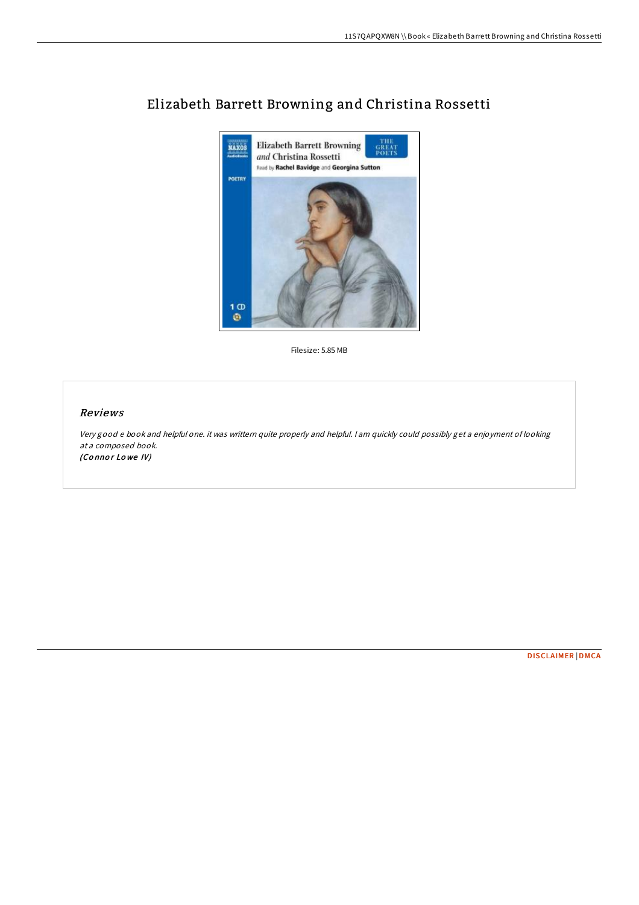# Elizabeth Barrett Browning and Christina Rossetti

Filesize: 5.85 MB

## *Reviews*

*Very good e book and helpful one. it was writtern quite properly and helpful. I am quickly could possibly get a enjoyment of looking at a composed book.*

***(Connor Lowe IV)***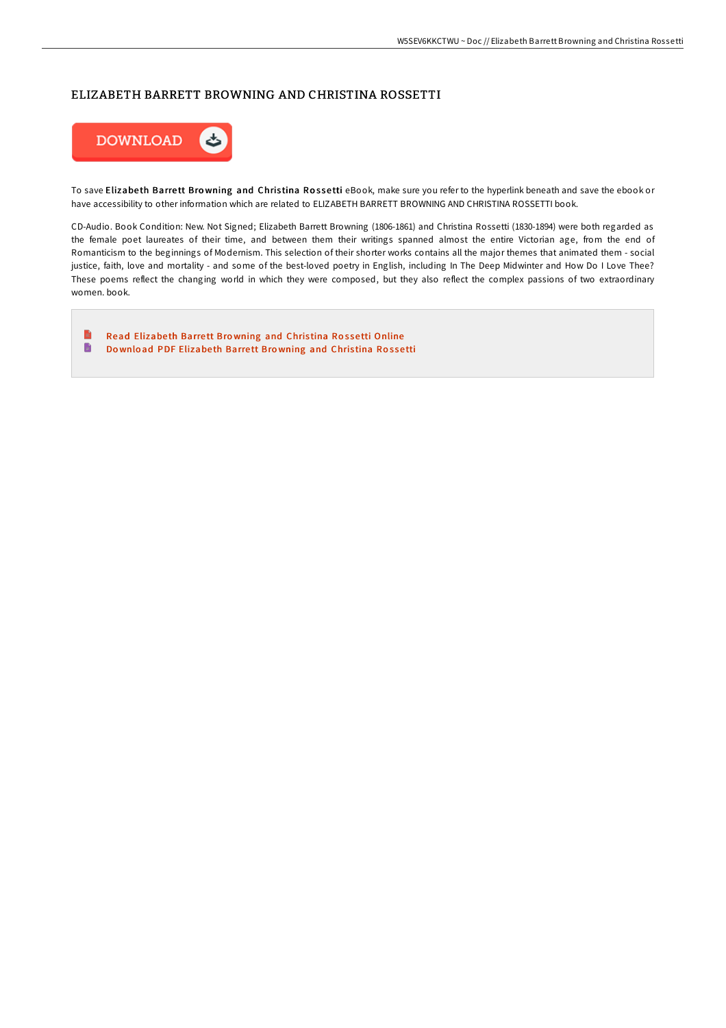# ELIZABETH BARRETT BROWNING AND CHRISTINA ROSSETTI

DOWNLOAD

To save **Elizabeth Barrett Browning and Christina Rossetti** eBook, make sure you refer to the hyperlink beneath and save the ebook or have accessibility to other information which are related to ELIZABETH BARRETT BROWNING AND CHRISTINA ROSSETTI book.

CD-Audio. Book Condition: New. Not Signed; Elizabeth Barrett Browning (1806-1861) and Christina Rossetti (1830-1894) were both regarded as the female poet laureates of their time, and between them their writings spanned almost the entire Victorian age, from the end of Romanticism to the beginnings of Modernism. This selection of their shorter works contains all the major themes that animated them - social justice, faith, love and mortality - and some of the best-loved poetry in English, including In The Deep Midwinter and How Do I Love Thee? These poems reflect the changing world in which they were composed, but they also reflect the complex passions of two extraordinary women. book.

- Read Elizabeth Barrett Browning and Christina Rossetti Online
- Download PDF Elizabeth Barrett Browning and Christina Rossetti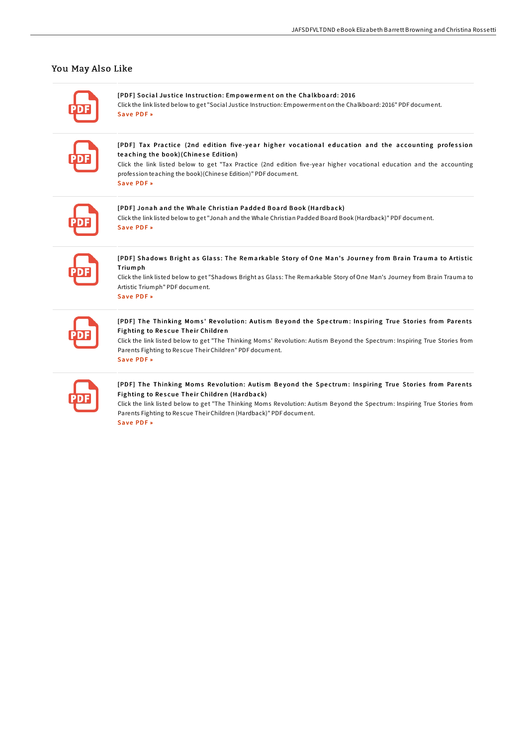## You May Also Like

**[PDF] Social Justice Instruction: Empowerment on the Chalkboard: 2016**
Click the link listed below to get "Social Justice Instruction: Empowerment on the Chalkboard: 2016" PDF document.
Save PDF »

**[PDF] Tax Practice (2nd edition five-year higher vocational education and the accounting profession teaching the book)(Chinese Edition)**
Click the link listed below to get "Tax Practice (2nd edition five-year higher vocational education and the accounting profession teaching the book)(Chinese Edition)" PDF document.
Save PDF »

**[PDF] Jonah and the Whale Christian Padded Board Book (Hardback)**
Click the link listed below to get "Jonah and the Whale Christian Padded Board Book (Hardback)" PDF document.
Save PDF »

**[PDF] Shadows Bright as Glass: The Remarkable Story of One Man's Journey from Brain Trauma to Artistic Triumph**
Click the link listed below to get "Shadows Bright as Glass: The Remarkable Story of One Man's Journey from Brain Trauma to Artistic Triumph" PDF document.
Save PDF »

**[PDF] The Thinking Moms' Revolution: Autism Beyond the Spectrum: Inspiring True Stories from Parents Fighting to Rescue Their Children**
Click the link listed below to get "The Thinking Moms' Revolution: Autism Beyond the Spectrum: Inspiring True Stories from Parents Fighting to Rescue Their Children" PDF document.
Save PDF »

**[PDF] The Thinking Moms Revolution: Autism Beyond the Spectrum: Inspiring True Stories from Parents Fighting to Rescue Their Children (Hardback)**
Click the link listed below to get "The Thinking Moms Revolution: Autism Beyond the Spectrum: Inspiring True Stories from Parents Fighting to Rescue Their Children (Hardback)" PDF document.
Save PDF »